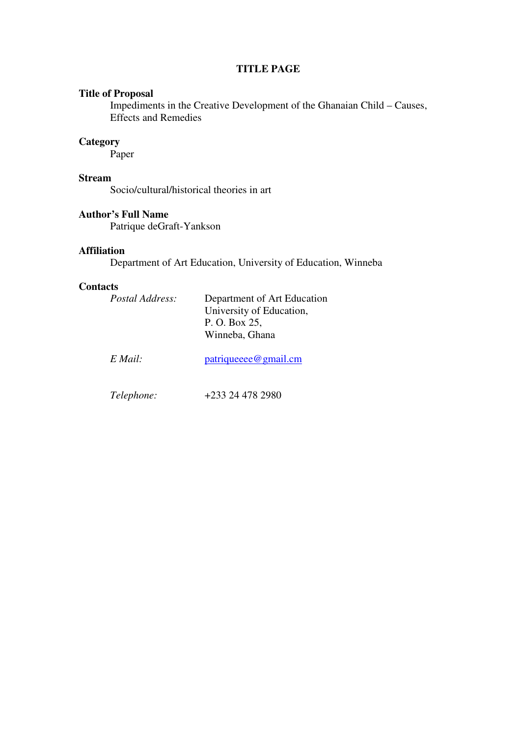# TITLE PAGE

**Title of Proposal**

Impediments in the Creative Development of the Ghanaian Child – Causes, Effects and Remedies

**Category**

Paper

**Stream**

Socio/cultural/historical theories in art

**Author's Full Name**

Patrique deGraft-Yankson

**Affiliation**

Department of Art Education, University of Education, Winneba

**Contacts**

*Postal Address:* Department of Art Education
University of Education,
P. O. Box 25,
Winneba, Ghana

*E Mail:* patriqueeee@gmail.cm

*Telephone:* +233 24 478 2980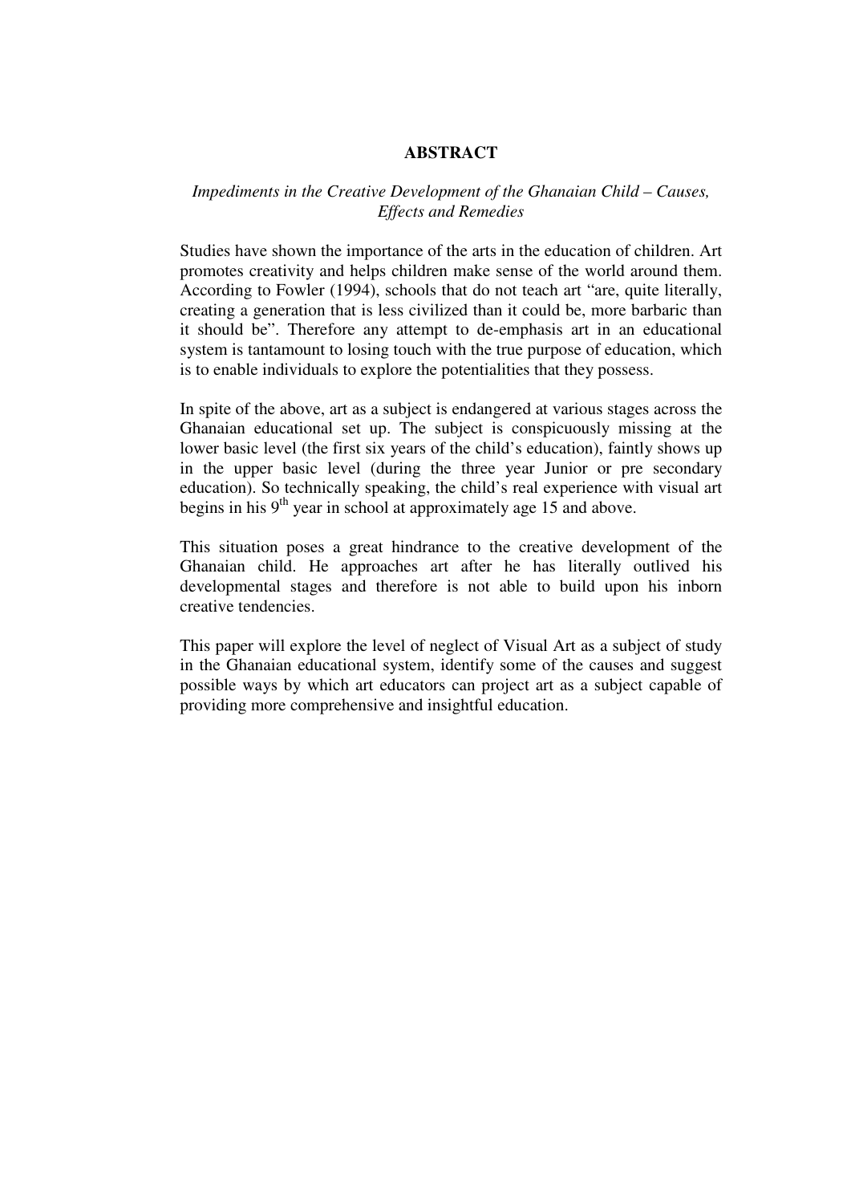# ABSTRACT

*Impediments in the Creative Development of the Ghanaian Child – Causes, Effects and Remedies*

Studies have shown the importance of the arts in the education of children. Art promotes creativity and helps children make sense of the world around them. According to Fowler (1994), schools that do not teach art "are, quite literally, creating a generation that is less civilized than it could be, more barbaric than it should be". Therefore any attempt to de-emphasis art in an educational system is tantamount to losing touch with the true purpose of education, which is to enable individuals to explore the potentialities that they possess.

In spite of the above, art as a subject is endangered at various stages across the Ghanaian educational set up. The subject is conspicuously missing at the lower basic level (the first six years of the child's education), faintly shows up in the upper basic level (during the three year Junior or pre secondary education). So technically speaking, the child's real experience with visual art begins in his 9th year in school at approximately age 15 and above.

This situation poses a great hindrance to the creative development of the Ghanaian child. He approaches art after he has literally outlived his developmental stages and therefore is not able to build upon his inborn creative tendencies.

This paper will explore the level of neglect of Visual Art as a subject of study in the Ghanaian educational system, identify some of the causes and suggest possible ways by which art educators can project art as a subject capable of providing more comprehensive and insightful education.